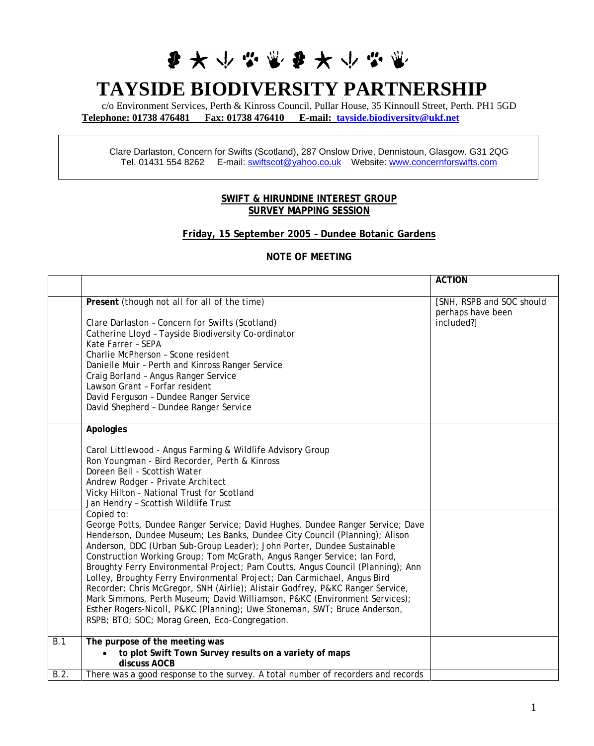# TAYSIDE BIODIVERSITY PARTNERSHIP

c/o Environment Services, Perth & Kinross Council, Pullar House, 35 Kinnoull Street, Perth. PH1 5GD
**Telephone: 01738 476481 Fax: 01738 476410 E-mail: tayside.biodiversity@ukf.net**

Clare Darlaston, Concern for Swifts (Scotland), 287 Onslow Drive, Dennistoun, Glasgow. G31 2QG
Tel. 01431 554 8262 E-mail: swiftscot@yahoo.co.uk Website: www.concernforswifts.com

**SWIFT & HIRUNDINE INTEREST GROUP**
**SURVEY MAPPING SESSION**

**Friday, 15 September 2005 – Dundee Botanic Gardens**

**NOTE OF MEETING**

| | | ACTION |
|---|---|---|
| | **Present** (though not all for all of the time)<br><br>Clare Darlaston – Concern for Swifts (Scotland)<br>Catherine Lloyd – Tayside Biodiversity Co-ordinator<br>Kate Farrer – SEPA<br>Charlie McPherson – Scone resident<br>Danielle Muir – Perth and Kinross Ranger Service<br>Craig Borland – Angus Ranger Service<br>Lawson Grant – Forfar resident<br>David Ferguson – Dundee Ranger Service<br>David Shepherd – Dundee Ranger Service | [SNH, RSPB and SOC should perhaps have been included?] |
| | **Apologies**<br><br>Carol Littlewood - Angus Farming & Wildlife Advisory Group<br>Ron Youngman - Bird Recorder, Perth & Kinross<br>Doreen Bell - Scottish Water<br>Andrew Rodger - Private Architect<br>Vicky Hilton - National Trust for Scotland<br>Jan Hendry – Scottish Wildlife Trust | |
| | Copied to:<br>George Potts, Dundee Ranger Service; David Hughes, Dundee Ranger Service; Dave Henderson, Dundee Museum; Les Banks, Dundee City Council (Planning); Alison Anderson, DDC (Urban Sub-Group Leader); John Porter, Dundee Sustainable Construction Working Group; Tom McGrath, Angus Ranger Service; Ian Ford, Broughty Ferry Environmental Project; Pam Coutts, Angus Council (Planning); Ann Lolley, Broughty Ferry Environmental Project; Dan Carmichael, Angus Bird Recorder; Chris McGregor, SNH (Airlie); Alistair Godfrey, P&KC Ranger Service, Mark Simmons, Perth Museum; David Williamson, P&KC (Environment Services); Esther Rogers-Nicoll, P&KC (Planning); Uwe Stoneman, SWT; Bruce Anderson, RSPB; BTO; SOC; Morag Green, Eco-Congregation. | |
| B.1 | **The purpose of the meeting was**<br>• **to plot Swift Town Survey results on a variety of maps**<br>**discuss AOCB** | |
| B.2. | There was a good response to the survey. A total number of recorders and records | |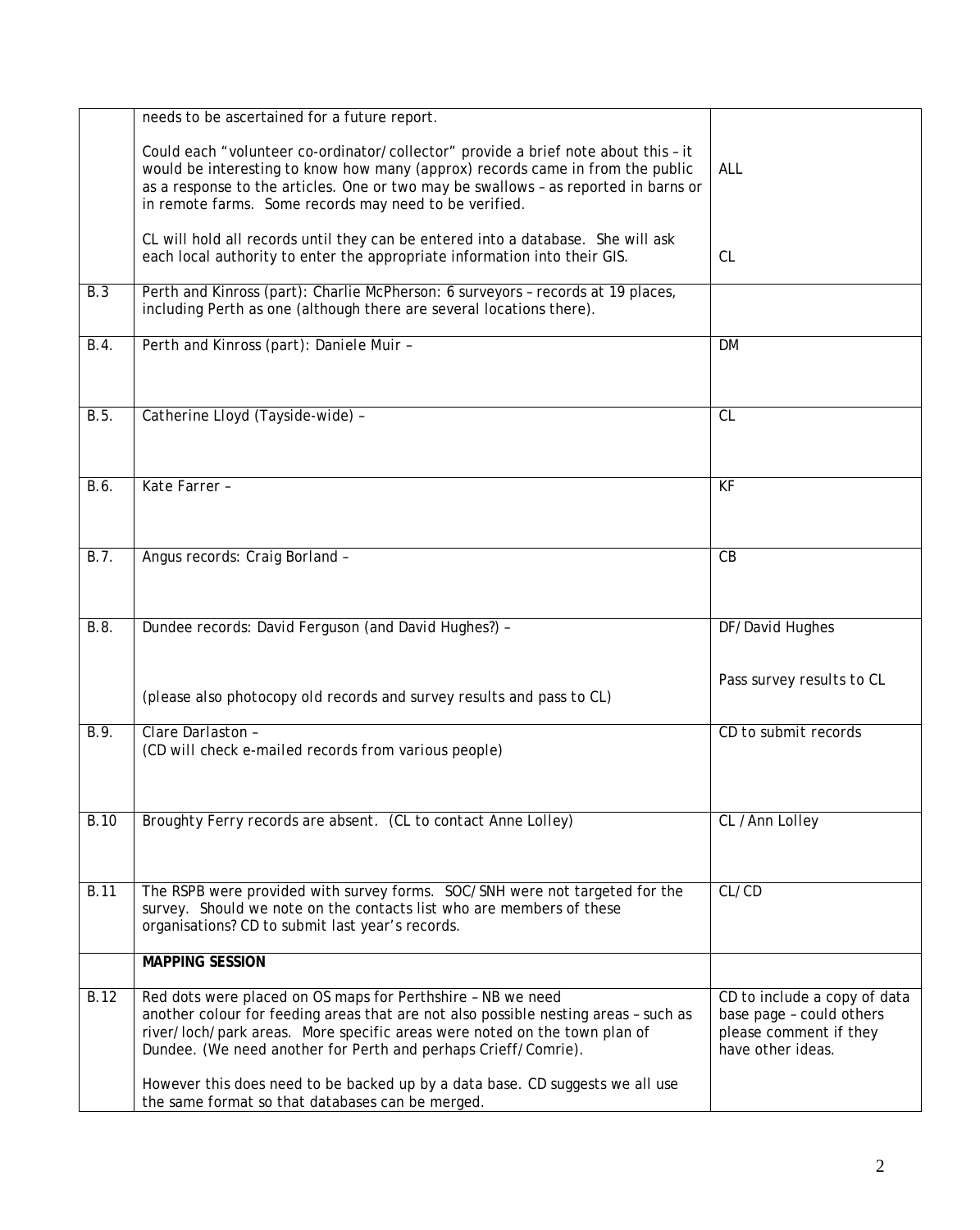| | | |
|---|---|---|
| | needs to be ascertained for a future report.<br><br>Could each "volunteer co-ordinator/collector" provide a brief note about this – it would be interesting to know how many (approx) records came in from the public as a response to the articles. One or two may be swallows – as reported in barns or in remote farms. Some records may need to be verified.<br><br>CL will hold all records until they can be entered into a database. She will ask each local authority to enter the appropriate information into their GIS. | ALL<br><br><br>CL |
| B.3 | Perth and Kinross (part): Charlie McPherson: 6 surveyors – records at 19 places, including Perth as one (although there are several locations there). | |
| B.4. | Perth and Kinross (part): Daniele Muir – | DM |
| B.5. | Catherine Lloyd (Tayside-wide) – | CL |
| B.6. | Kate Farrer – | KF |
| B.7. | Angus records: Craig Borland – | CB |
| B.8. | Dundee records: David Ferguson (and David Hughes?) –<br><br>(please also photocopy old records and survey results and pass to CL) | DF/David Hughes<br><br>Pass survey results to CL |
| B.9. | Clare Darlaston –<br>(CD will check e-mailed records from various people) | CD to submit records |
| B.10 | Broughty Ferry records are absent. (CL to contact Anne Lolley) | CL /Ann Lolley |
| B.11 | The RSPB were provided with survey forms. SOC/SNH were not targeted for the survey. Should we note on the contacts list who are members of these organisations? CD to submit last year's records. | CL/CD |
| | **MAPPING SESSION** | |
| B.12 | Red dots were placed on OS maps for Perthshire – NB we need another colour for feeding areas that are not also possible nesting areas – such as river/loch/park areas. More specific areas were noted on the town plan of Dundee. (We need another for Perth and perhaps Crieff/Comrie).<br><br>However this does need to be backed up by a data base. CD suggests we all use the same format so that databases can be merged. | CD to include a copy of data base page – could others please comment if they have other ideas. |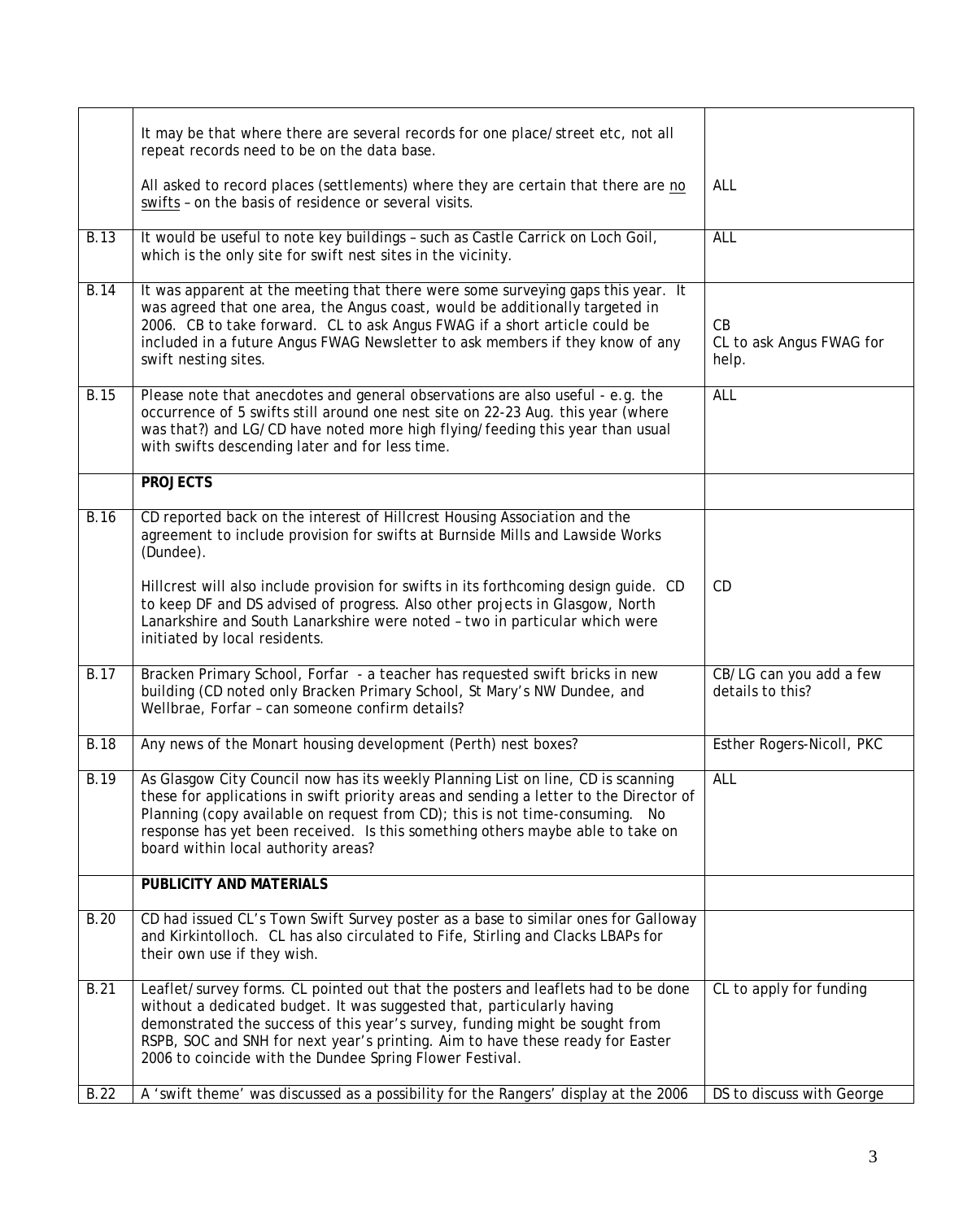| | | |
|---|---|---|
| | It may be that where there are several records for one place/street etc, not all repeat records need to be on the data base.<br><br>All asked to record places (settlements) where they are certain that there are <u>no swifts</u> – on the basis of residence or several visits. | ALL |
| B.13 | It would be useful to note key buildings – such as Castle Carrick on Loch Goil, which is the only site for swift nest sites in the vicinity. | ALL |
| B.14 | It was apparent at the meeting that there were some surveying gaps this year. It was agreed that one area, the Angus coast, would be additionally targeted in 2006. CB to take forward. CL to ask Angus FWAG if a short article could be included in a future Angus FWAG Newsletter to ask members if they know of any swift nesting sites. | CB<br>CL to ask Angus FWAG for help. |
| B.15 | Please note that anecdotes and general observations are also useful - e.g. the occurrence of 5 swifts still around one nest site on 22-23 Aug. this year (where was that?) and LG/CD have noted more high flying/feeding this year than usual with swifts descending later and for less time. | ALL |
| | **PROJECTS** | |
| B.16 | CD reported back on the interest of Hillcrest Housing Association and the agreement to include provision for swifts at Burnside Mills and Lawside Works (Dundee).<br><br>Hillcrest will also include provision for swifts in its forthcoming design guide. CD to keep DF and DS advised of progress. Also other projects in Glasgow, North Lanarkshire and South Lanarkshire were noted – two in particular which were initiated by local residents. | CD |
| B.17 | Bracken Primary School, Forfar - a teacher has requested swift bricks in new building (CD noted only Bracken Primary School, St Mary's NW Dundee, and Wellbrae, Forfar – can someone confirm details? | CB/LG can you add a few details to this? |
| B.18 | Any news of the Monart housing development (Perth) nest boxes? | Esther Rogers-Nicoll, PKC |
| B.19 | As Glasgow City Council now has its weekly Planning List on line, CD is scanning these for applications in swift priority areas and sending a letter to the Director of Planning (copy available on request from CD); this is not time-consuming. No response has yet been received. Is this something others maybe able to take on board within local authority areas? | ALL |
| | **PUBLICITY AND MATERIALS** | |
| B.20 | CD had issued CL's Town Swift Survey poster as a base to similar ones for Galloway and Kirkintolloch. CL has also circulated to Fife, Stirling and Clacks LBAPs for their own use if they wish. | |
| B.21 | Leaflet/survey forms. CL pointed out that the posters and leaflets had to be done without a dedicated budget. It was suggested that, particularly having demonstrated the success of this year's survey, funding might be sought from RSPB, SOC and SNH for next year's printing. Aim to have these ready for Easter 2006 to coincide with the Dundee Spring Flower Festival. | CL to apply for funding |
| B.22 | A 'swift theme' was discussed as a possibility for the Rangers' display at the 2006 | DS to discuss with George |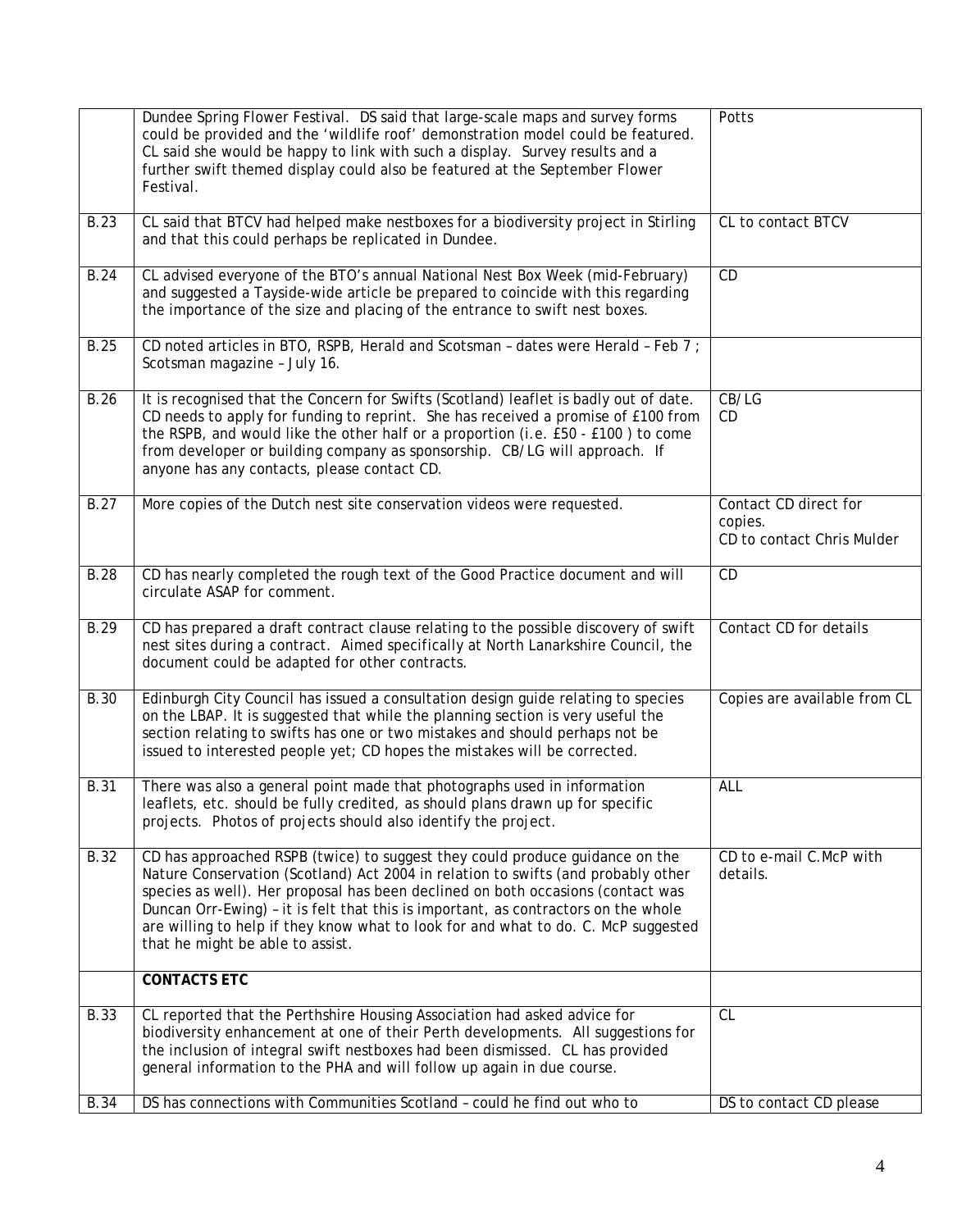| | | |
|---|---|---|
| | Dundee Spring Flower Festival. DS said that large-scale maps and survey forms could be provided and the 'wildlife roof' demonstration model could be featured. CL said she would be happy to link with such a display. Survey results and a further swift themed display could also be featured at the September Flower Festival. | Potts |
| B.23 | CL said that BTCV had helped make nestboxes for a biodiversity project in Stirling and that this could perhaps be replicated in Dundee. | CL to contact BTCV |
| B.24 | CL advised everyone of the BTO's annual National Nest Box Week (mid-February) and suggested a Tayside-wide article be prepared to coincide with this regarding the importance of the size and placing of the entrance to swift nest boxes. | CD |
| B.25 | CD noted articles in BTO, RSPB, Herald and Scotsman – dates were Herald – Feb 7 ; Scotsman magazine – July 16. | |
| B.26 | It is recognised that the Concern for Swifts (Scotland) leaflet is badly out of date. CD needs to apply for funding to reprint. She has received a promise of £100 from the RSPB, and would like the other half or a proportion (i.e. £50 - £100 ) to come from developer or building company as sponsorship. CB/LG will approach. If anyone has any contacts, please contact CD. | CB/LG<br>CD |
| B.27 | More copies of the Dutch nest site conservation videos were requested. | Contact CD direct for copies.<br>CD to contact Chris Mulder |
| B.28 | CD has nearly completed the rough text of the Good Practice document and will circulate ASAP for comment. | CD |
| B.29 | CD has prepared a draft contract clause relating to the possible discovery of swift nest sites during a contract. Aimed specifically at North Lanarkshire Council, the document could be adapted for other contracts. | Contact CD for details |
| B.30 | Edinburgh City Council has issued a consultation design guide relating to species on the LBAP. It is suggested that while the planning section is very useful the section relating to swifts has one or two mistakes and should perhaps not be issued to interested people yet; CD hopes the mistakes will be corrected. | Copies are available from CL |
| B.31 | There was also a general point made that photographs used in information leaflets, etc. should be fully credited, as should plans drawn up for specific projects. Photos of projects should also identify the project. | ALL |
| B.32 | CD has approached RSPB (twice) to suggest they could produce guidance on the Nature Conservation (Scotland) Act 2004 in relation to swifts (and probably other species as well). Her proposal has been declined on both occasions (contact was Duncan Orr-Ewing) – it is felt that this is important, as contractors on the whole are willing to help if they know what to look for and what to do. C. McP suggested that he might be able to assist. | CD to e-mail C.McP with details. |
| | **CONTACTS ETC** | |
| B.33 | CL reported that the Perthshire Housing Association had asked advice for biodiversity enhancement at one of their Perth developments. All suggestions for the inclusion of integral swift nestboxes had been dismissed. CL has provided general information to the PHA and will follow up again in due course. | CL |
| B.34 | DS has connections with Communities Scotland – could he find out who to | DS to contact CD please |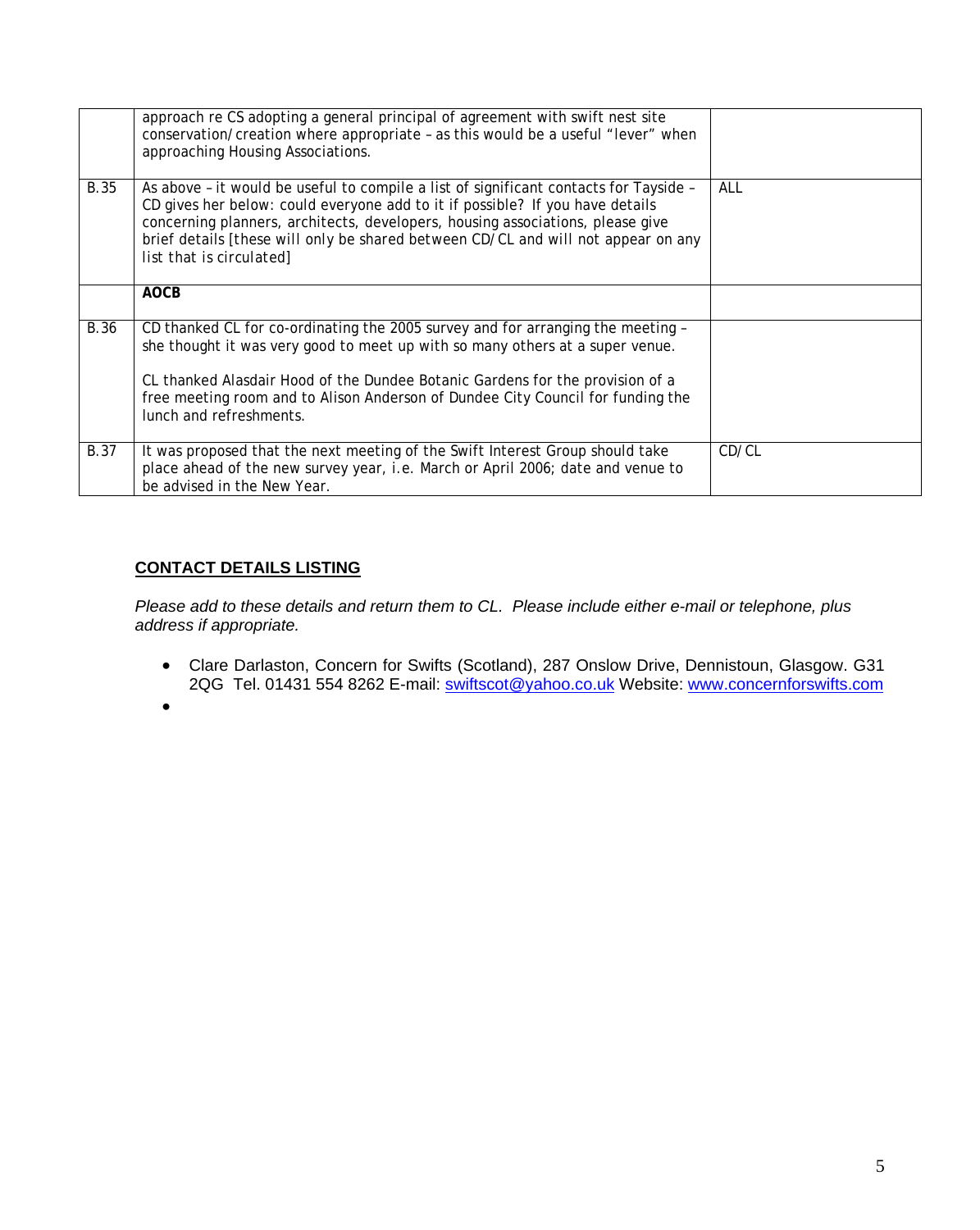| | | |
|---|---|---|
| | approach re CS adopting a general principal of agreement with swift nest site conservation/creation where appropriate – as this would be a useful "lever" when approaching Housing Associations. | |
| B.35 | As above – it would be useful to compile a list of significant contacts for Tayside – CD gives her below: could everyone add to it if possible? If you have details concerning planners, architects, developers, housing associations, please give brief details [these will only be shared between CD/CL and will not appear on any list that is circulated] | ALL |
| | **AOCB** | |
| B.36 | CD thanked CL for co-ordinating the 2005 survey and for arranging the meeting – she thought it was very good to meet up with so many others at a super venue.<br><br>CL thanked Alasdair Hood of the Dundee Botanic Gardens for the provision of a free meeting room and to Alison Anderson of Dundee City Council for funding the lunch and refreshments. | |
| B.37 | It was proposed that the next meeting of the Swift Interest Group should take place ahead of the new survey year, i.e. March or April 2006; date and venue to be advised in the New Year. | CD/CL |

## CONTACT DETAILS LISTING

*Please add to these details and return them to CL. Please include either e-mail or telephone, plus address if appropriate.*

- Clare Darlaston, Concern for Swifts (Scotland), 287 Onslow Drive, Dennistoun, Glasgow. G31 2QG Tel. 01431 554 8262 E-mail: swiftscot@yahoo.co.uk Website: www.concernforswifts.com
-